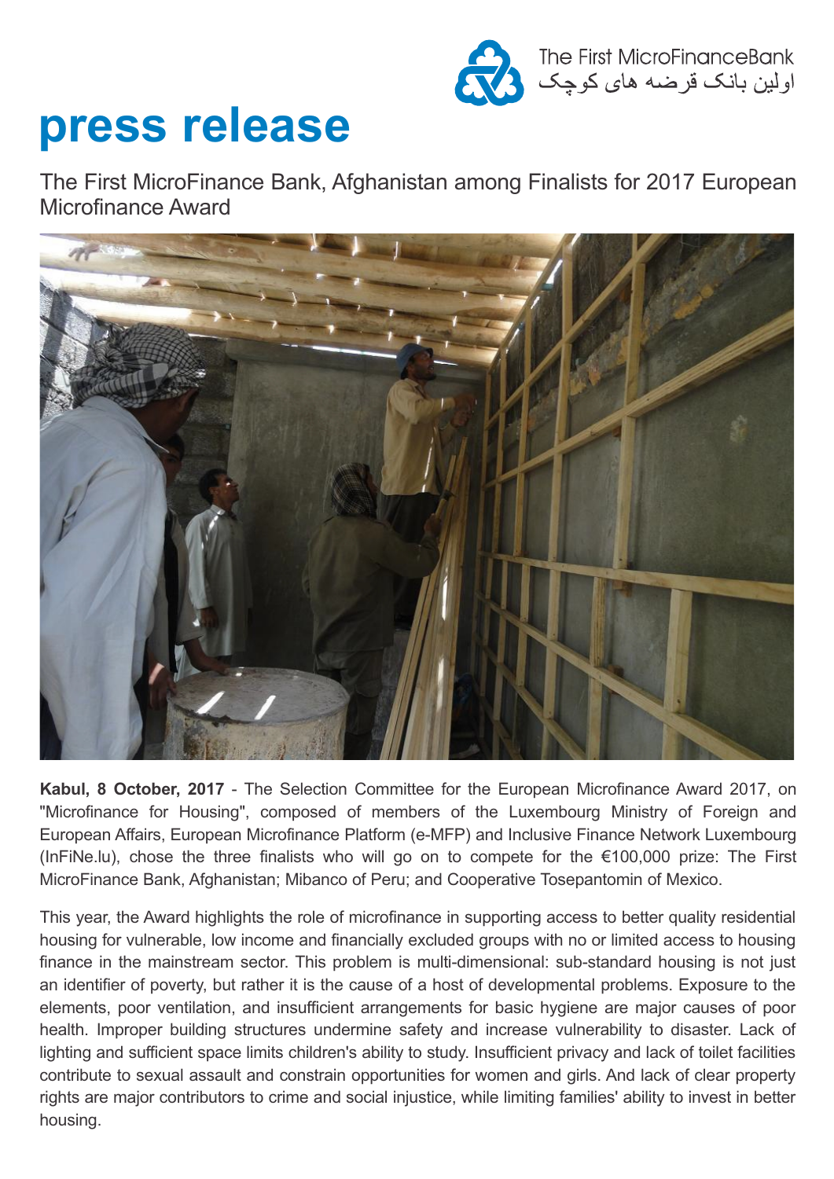The First MicroFinanceBank
اولین بانک قرضه های کوچک

# press release

## The First MicroFinance Bank, Afghanistan among Finalists for 2017 European Microfinance Award

**Kabul, 8 October, 2017** - The Selection Committee for the European Microfinance Award 2017, on "Microfinance for Housing", composed of members of the Luxembourg Ministry of Foreign and European Affairs, European Microfinance Platform (e-MFP) and Inclusive Finance Network Luxembourg (InFiNe.lu), chose the three finalists who will go on to compete for the €100,000 prize: The First MicroFinance Bank, Afghanistan; Mibanco of Peru; and Cooperative Tosepantomin of Mexico.

This year, the Award highlights the role of microfinance in supporting access to better quality residential housing for vulnerable, low income and financially excluded groups with no or limited access to housing finance in the mainstream sector. This problem is multi-dimensional: sub-standard housing is not just an identifier of poverty, but rather it is the cause of a host of developmental problems. Exposure to the elements, poor ventilation, and insufficient arrangements for basic hygiene are major causes of poor health. Improper building structures undermine safety and increase vulnerability to disaster. Lack of lighting and sufficient space limits children's ability to study. Insufficient privacy and lack of toilet facilities contribute to sexual assault and constrain opportunities for women and girls. And lack of clear property rights are major contributors to crime and social injustice, while limiting families' ability to invest in better housing.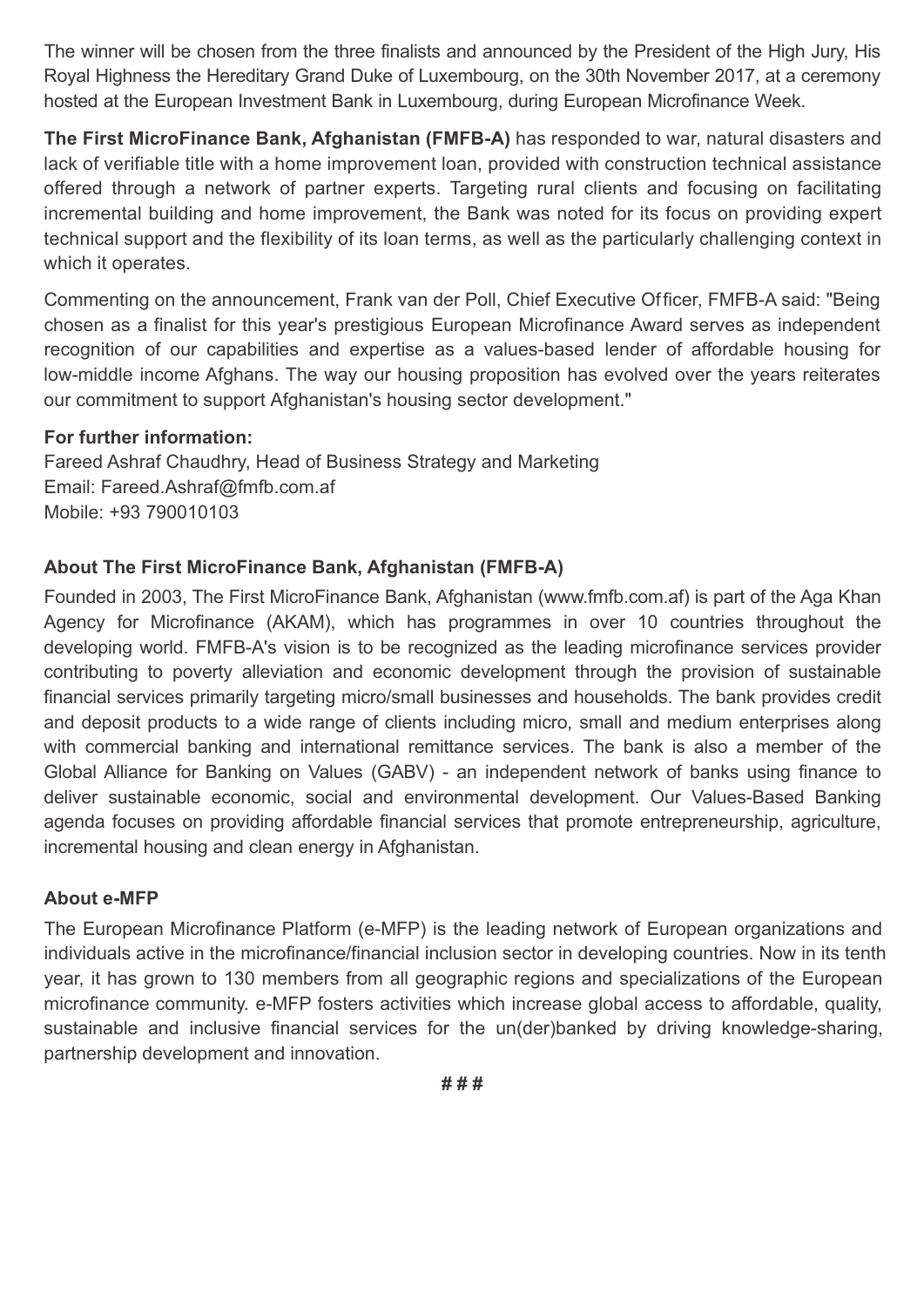The winner will be chosen from the three finalists and announced by the President of the High Jury, His Royal Highness the Hereditary Grand Duke of Luxembourg, on the 30th November 2017, at a ceremony hosted at the European Investment Bank in Luxembourg, during European Microfinance Week.

**The First MicroFinance Bank, Afghanistan (FMFB-A)** has responded to war, natural disasters and lack of verifiable title with a home improvement loan, provided with construction technical assistance offered through a network of partner experts. Targeting rural clients and focusing on facilitating incremental building and home improvement, the Bank was noted for its focus on providing expert technical support and the flexibility of its loan terms, as well as the particularly challenging context in which it operates.

Commenting on the announcement, Frank van der Poll, Chief Executive Officer, FMFB-A said: "Being chosen as a finalist for this year's prestigious European Microfinance Award serves as independent recognition of our capabilities and expertise as a values-based lender of affordable housing for low-middle income Afghans. The way our housing proposition has evolved over the years reiterates our commitment to support Afghanistan's housing sector development."

**For further information:**
Fareed Ashraf Chaudhry, Head of Business Strategy and Marketing
Email: Fareed.Ashraf@fmfb.com.af
Mobile: +93 790010103

### About The First MicroFinance Bank, Afghanistan (FMFB-A)

Founded in 2003, The First MicroFinance Bank, Afghanistan (www.fmfb.com.af) is part of the Aga Khan Agency for Microfinance (AKAM), which has programmes in over 10 countries throughout the developing world. FMFB-A's vision is to be recognized as the leading microfinance services provider contributing to poverty alleviation and economic development through the provision of sustainable financial services primarily targeting micro/small businesses and households. The bank provides credit and deposit products to a wide range of clients including micro, small and medium enterprises along with commercial banking and international remittance services. The bank is also a member of the Global Alliance for Banking on Values (GABV) - an independent network of banks using finance to deliver sustainable economic, social and environmental development. Our Values-Based Banking agenda focuses on providing affordable financial services that promote entrepreneurship, agriculture, incremental housing and clean energy in Afghanistan.

### About e-MFP

The European Microfinance Platform (e-MFP) is the leading network of European organizations and individuals active in the microfinance/financial inclusion sector in developing countries. Now in its tenth year, it has grown to 130 members from all geographic regions and specializations of the European microfinance community. e-MFP fosters activities which increase global access to affordable, quality, sustainable and inclusive financial services for the un(der)banked by driving knowledge-sharing, partnership development and innovation.

# # #